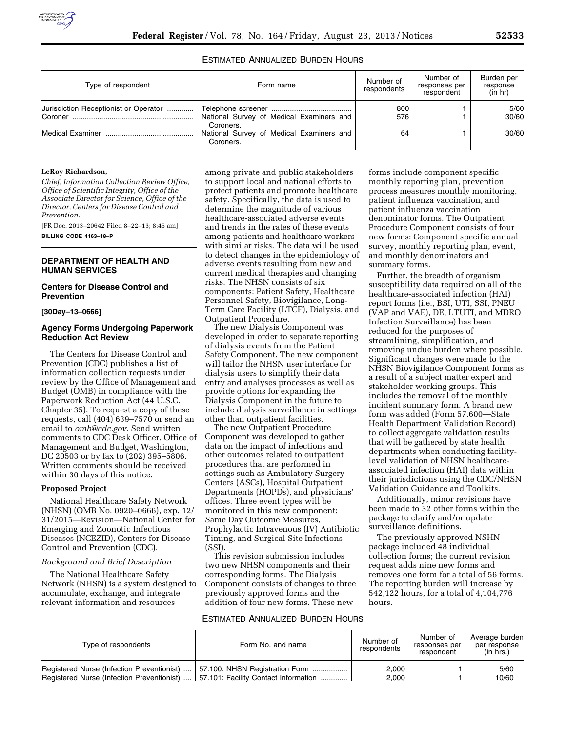ESTIMATED ANNUALIZED BURDEN HOURS

| Type of respondent | Form name | Number of respondents | Number of responses per respondent | Burden per response (in hr) |
| --- | --- | --- | --- | --- |
| Jurisdiction Receptionist or Operator | Telephone screener | 800 | 1 | 5/60 |
| Coroner | National Survey of Medical Examiners and Coroners. | 576 | 1 | 30/60 |
| Medical Examiner | National Survey of Medical Examiners and Coroners. | 64 | 1 | 30/60 |

**LeRoy Richardson,**

*Chief, Information Collection Review Office, Office of Scientific Integrity, Office of the Associate Director for Science, Office of the Director, Centers for Disease Control and Prevention.*

[FR Doc. 2013–20642 Filed 8–22–13; 8:45 am]

**BILLING CODE 4163–18–P**

## DEPARTMENT OF HEALTH AND HUMAN SERVICES

### Centers for Disease Control and Prevention

**[30Day–13–0666]**

### Agency Forms Undergoing Paperwork Reduction Act Review

The Centers for Disease Control and Prevention (CDC) publishes a list of information collection requests under review by the Office of Management and Budget (OMB) in compliance with the Paperwork Reduction Act (44 U.S.C. Chapter 35). To request a copy of these requests, call (404) 639–7570 or send an email to *omb@cdc.gov.* Send written comments to CDC Desk Officer, Office of Management and Budget, Washington, DC 20503 or by fax to (202) 395–5806. Written comments should be received within 30 days of this notice.

**Proposed Project**

National Healthcare Safety Network (NHSN) (OMB No. 0920–0666), exp. 12/31/2015—Revision—National Center for Emerging and Zoonotic Infectious Diseases (NCEZID), Centers for Disease Control and Prevention (CDC).

*Background and Brief Description*

The National Healthcare Safety Network (NHSN) is a system designed to accumulate, exchange, and integrate relevant information and resources among private and public stakeholders to support local and national efforts to protect patients and promote healthcare safety. Specifically, the data is used to determine the magnitude of various healthcare-associated adverse events and trends in the rates of these events among patients and healthcare workers with similar risks. The data will be used to detect changes in the epidemiology of adverse events resulting from new and current medical therapies and changing risks. The NHSN consists of six components: Patient Safety, Healthcare Personnel Safety, Biovigilance, Long-Term Care Facility (LTCF), Dialysis, and Outpatient Procedure.

The new Dialysis Component was developed in order to separate reporting of dialysis events from the Patient Safety Component. The new component will tailor the NHSN user interface for dialysis users to simplify their data entry and analyses processes as well as provide options for expanding the Dialysis Component in the future to include dialysis surveillance in settings other than outpatient facilities.

The new Outpatient Procedure Component was developed to gather data on the impact of infections and other outcomes related to outpatient procedures that are performed in settings such as Ambulatory Surgery Centers (ASCs), Hospital Outpatient Departments (HOPDs), and physicians' offices. Three event types will be monitored in this new component: Same Day Outcome Measures, Prophylactic Intravenous (IV) Antibiotic Timing, and Surgical Site Infections (SSI).

This revision submission includes two new NHSN components and their corresponding forms. The Dialysis Component consists of changes to three previously approved forms and the addition of four new forms. These new forms include component specific monthly reporting plan, prevention process measures monthly monitoring, patient influenza vaccination, and patient influenza vaccination denominator forms. The Outpatient Procedure Component consists of four new forms: Component specific annual survey, monthly reporting plan, event, and monthly denominators and summary forms.

Further, the breadth of organism susceptibility data required on all of the healthcare-associated infection (HAI) report forms (i.e., BSI, UTI, SSI, PNEU (VAP and VAE), DE, LTUTI, and MDRO Infection Surveillance) has been reduced for the purposes of streamlining, simplification, and removing undue burden where possible. Significant changes were made to the NHSN Biovigilance Component forms as a result of a subject matter expert and stakeholder working groups. This includes the removal of the monthly incident summary form. A brand new form was added (Form 57.600—State Health Department Validation Record) to collect aggregate validation results that will be gathered by state health departments when conducting facility-level validation of NHSN healthcare-associated infection (HAI) data within their jurisdictions using the CDC/NHSN Validation Guidance and Toolkits.

Additionally, minor revisions have been made to 32 other forms within the package to clarify and/or update surveillance definitions.

The previously approved NSHN package included 48 individual collection forms; the current revision request adds nine new forms and removes one form for a total of 56 forms. The reporting burden will increase by 542,122 hours, for a total of 4,104,776 hours.

ESTIMATED ANNUALIZED BURDEN HOURS

| Type of respondents | Form No. and name | Number of respondents | Number of responses per respondent | Average burden per response (in hrs.) |
| --- | --- | --- | --- | --- |
| Registered Nurse (Infection Preventionist) | 57.100: NHSN Registration Form | 2,000 | 1 | 5/60 |
| Registered Nurse (Infection Preventionist) | 57.101: Facility Contact Information | 2,000 | 1 | 10/60 |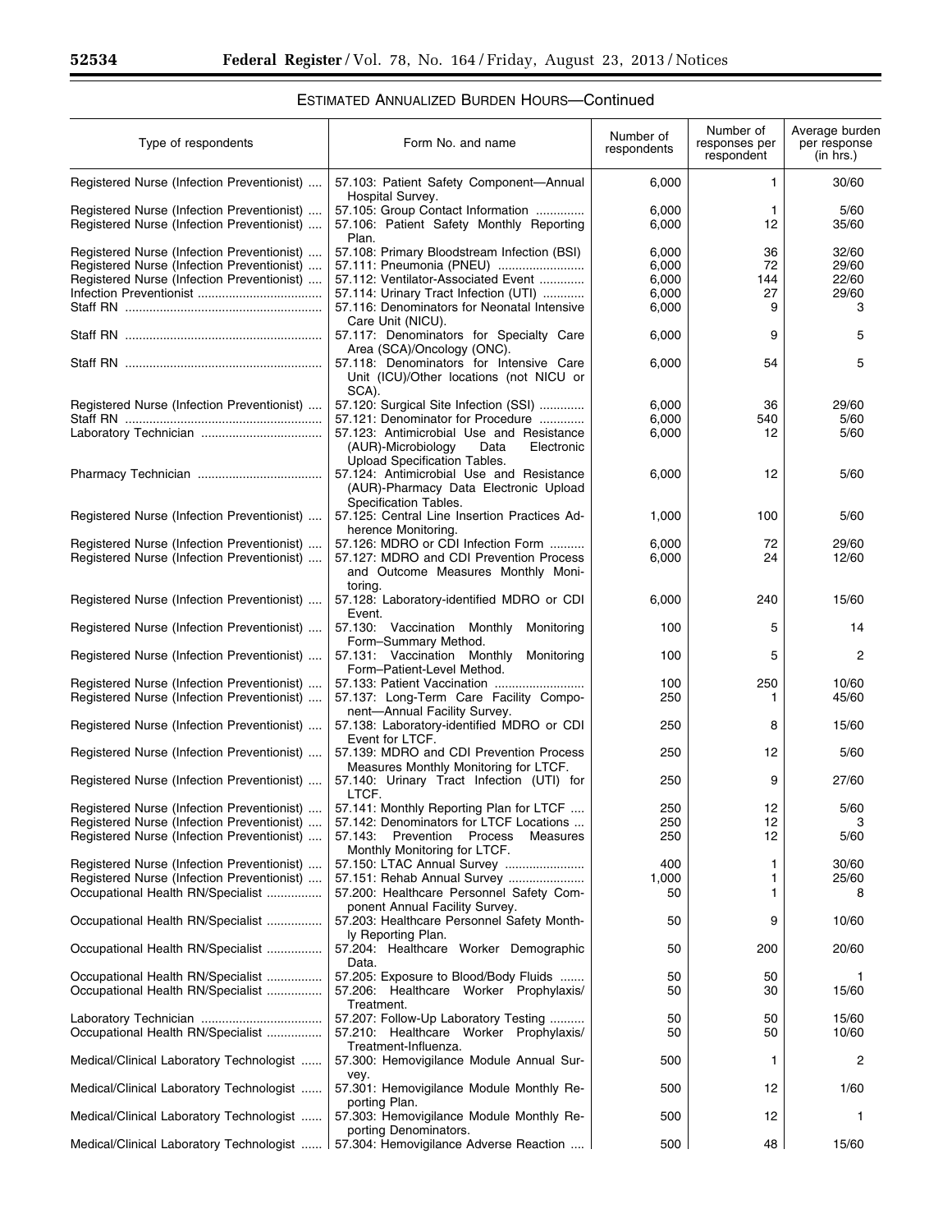## Estimated Annualized Burden Hours—Continued

| Type of respondents | Form No. and name | Number of respondents | Number of responses per respondent | Average burden per response (in hrs.) |
|---|---|---|---|---|
| Registered Nurse (Infection Preventionist) | 57.103: Patient Safety Component—Annual Hospital Survey. | 6,000 | 1 | 30/60 |
| Registered Nurse (Infection Preventionist) | 57.105: Group Contact Information | 6,000 | 1 | 5/60 |
| Registered Nurse (Infection Preventionist) | 57.106: Patient Safety Monthly Reporting Plan. | 6,000 | 12 | 35/60 |
| Registered Nurse (Infection Preventionist) | 57.108: Primary Bloodstream Infection (BSI) | 6,000 | 36 | 32/60 |
| Registered Nurse (Infection Preventionist) | 57.111: Pneumonia (PNEU) | 6,000 | 72 | 29/60 |
| Registered Nurse (Infection Preventionist) | 57.112: Ventilator-Associated Event | 6,000 | 144 | 22/60 |
| Infection Preventionist | 57.114: Urinary Tract Infection (UTI) | 6,000 | 27 | 29/60 |
| Staff RN | 57.116: Denominators for Neonatal Intensive Care Unit (NICU). | 6,000 | 9 | 3 |
| Staff RN | 57.117: Denominators for Specialty Care Area (SCA)/Oncology (ONC). | 6,000 | 9 | 5 |
| Staff RN | 57.118: Denominators for Intensive Care Unit (ICU)/Other locations (not NICU or SCA). | 6,000 | 54 | 5 |
| Registered Nurse (Infection Preventionist) | 57.120: Surgical Site Infection (SSI) | 6,000 | 36 | 29/60 |
| Staff RN | 57.121: Denominator for Procedure | 6,000 | 540 | 5/60 |
| Laboratory Technician | 57.123: Antimicrobial Use and Resistance (AUR)-Microbiology Data Electronic Upload Specification Tables. | 6,000 | 12 | 5/60 |
| Pharmacy Technician | 57.124: Antimicrobial Use and Resistance (AUR)-Pharmacy Data Electronic Upload Specification Tables. | 6,000 | 12 | 5/60 |
| Registered Nurse (Infection Preventionist) | 57.125: Central Line Insertion Practices Adherence Monitoring. | 1,000 | 100 | 5/60 |
| Registered Nurse (Infection Preventionist) | 57.126: MDRO or CDI Infection Form | 6,000 | 72 | 29/60 |
| Registered Nurse (Infection Preventionist) | 57.127: MDRO and CDI Prevention Process and Outcome Measures Monthly Monitoring. | 6,000 | 24 | 12/60 |
| Registered Nurse (Infection Preventionist) | 57.128: Laboratory-identified MDRO or CDI Event. | 6,000 | 240 | 15/60 |
| Registered Nurse (Infection Preventionist) | 57.130: Vaccination Monthly Monitoring Form–Summary Method. | 100 | 5 | 14 |
| Registered Nurse (Infection Preventionist) | 57.131: Vaccination Monthly Monitoring Form–Patient-Level Method. | 100 | 5 | 2 |
| Registered Nurse (Infection Preventionist) | 57.133: Patient Vaccination | 100 | 250 | 10/60 |
| Registered Nurse (Infection Preventionist) | 57.137: Long-Term Care Facility Component—Annual Facility Survey. | 250 | 1 | 45/60 |
| Registered Nurse (Infection Preventionist) | 57.138: Laboratory-identified MDRO or CDI Event for LTCF. | 250 | 8 | 15/60 |
| Registered Nurse (Infection Preventionist) | 57.139: MDRO and CDI Prevention Process Measures Monthly Monitoring for LTCF. | 250 | 12 | 5/60 |
| Registered Nurse (Infection Preventionist) | 57.140: Urinary Tract Infection (UTI) for LTCF. | 250 | 9 | 27/60 |
| Registered Nurse (Infection Preventionist) | 57.141: Monthly Reporting Plan for LTCF | 250 | 12 | 5/60 |
| Registered Nurse (Infection Preventionist) | 57.142: Denominators for LTCF Locations | 250 | 12 | 3 |
| Registered Nurse (Infection Preventionist) | 57.143: Prevention Process Measures Monthly Monitoring for LTCF. | 250 | 12 | 5/60 |
| Registered Nurse (Infection Preventionist) | 57.150: LTAC Annual Survey | 400 | 1 | 30/60 |
| Registered Nurse (Infection Preventionist) | 57.151: Rehab Annual Survey | 1,000 | 1 | 25/60 |
| Occupational Health RN/Specialist | 57.200: Healthcare Personnel Safety Component Annual Facility Survey. | 50 | 1 | 8 |
| Occupational Health RN/Specialist | 57.203: Healthcare Personnel Safety Monthly Reporting Plan. | 50 | 9 | 10/60 |
| Occupational Health RN/Specialist | 57.204: Healthcare Worker Demographic Data. | 50 | 200 | 20/60 |
| Occupational Health RN/Specialist | 57.205: Exposure to Blood/Body Fluids | 50 | 50 | 1 |
| Occupational Health RN/Specialist | 57.206: Healthcare Worker Prophylaxis/Treatment. | 50 | 30 | 15/60 |
| Laboratory Technician | 57.207: Follow-Up Laboratory Testing | 50 | 50 | 15/60 |
| Occupational Health RN/Specialist | 57.210: Healthcare Worker Prophylaxis/Treatment-Influenza. | 50 | 50 | 10/60 |
| Medical/Clinical Laboratory Technologist | 57.300: Hemovigilance Module Annual Survey. | 500 | 1 | 2 |
| Medical/Clinical Laboratory Technologist | 57.301: Hemovigilance Module Monthly Reporting Plan. | 500 | 12 | 1/60 |
| Medical/Clinical Laboratory Technologist | 57.303: Hemovigilance Module Monthly Reporting Denominators. | 500 | 12 | 1 |
| Medical/Clinical Laboratory Technologist | 57.304: Hemovigilance Adverse Reaction | 500 | 48 | 15/60 |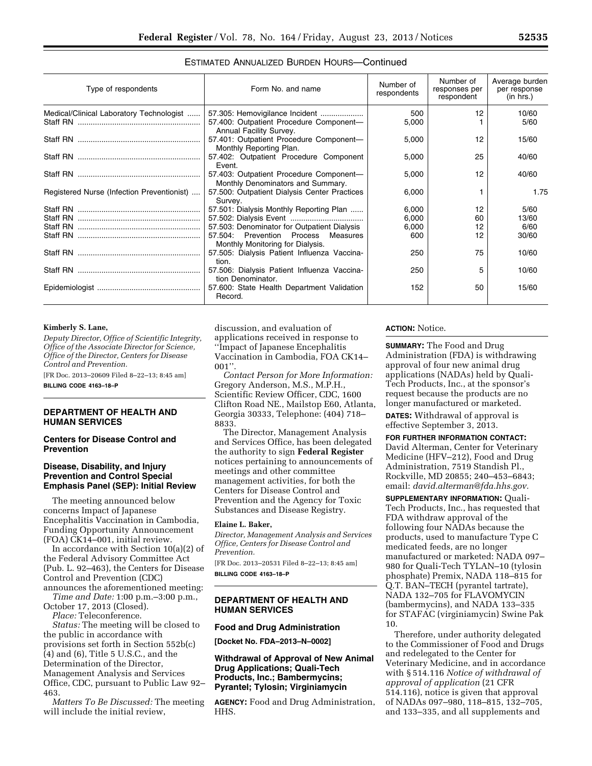ESTIMATED ANNUALIZED BURDEN HOURS—Continued

| Type of respondents | Form No. and name | Number of respondents | Number of responses per respondent | Average burden per response (in hrs.) |
| --- | --- | --- | --- | --- |
| Medical/Clinical Laboratory Technologist | 57.305: Hemovigilance Incident | 500 | 12 | 10/60 |
| Staff RN | 57.400: Outpatient Procedure Component—Annual Facility Survey. | 5,000 | 1 | 5/60 |
| Staff RN | 57.401: Outpatient Procedure Component—Monthly Reporting Plan. | 5,000 | 12 | 15/60 |
| Staff RN | 57.402: Outpatient Procedure Component Event. | 5,000 | 25 | 40/60 |
| Staff RN | 57.403: Outpatient Procedure Component—Monthly Denominators and Summary. | 5,000 | 12 | 40/60 |
| Registered Nurse (Infection Preventionist) | 57.500: Outpatient Dialysis Center Practices Survey. | 6,000 | 1 | 1.75 |
| Staff RN | 57.501: Dialysis Monthly Reporting Plan | 6,000 | 12 | 5/60 |
| Staff RN | 57.502: Dialysis Event | 6,000 | 60 | 13/60 |
| Staff RN | 57.503: Denominator for Outpatient Dialysis | 6,000 | 12 | 6/60 |
| Staff RN | 57.504: Prevention Process Measures Monthly Monitoring for Dialysis. | 600 | 12 | 30/60 |
| Staff RN | 57.505: Dialysis Patient Influenza Vaccination. | 250 | 75 | 10/60 |
| Staff RN | 57.506: Dialysis Patient Influenza Vaccination Denominator. | 250 | 5 | 10/60 |
| Epidemiologist | 57.600: State Health Department Validation Record. | 152 | 50 | 15/60 |

**Kimberly S. Lane,**

*Deputy Director, Office of Scientific Integrity, Office of the Associate Director for Science, Office of the Director, Centers for Disease Control and Prevention.*

[FR Doc. 2013–20609 Filed 8–22–13; 8:45 am]

**BILLING CODE 4163–18–P**

---

## DEPARTMENT OF HEALTH AND HUMAN SERVICES

### Centers for Disease Control and Prevention

### Disease, Disability, and Injury Prevention and Control Special Emphasis Panel (SEP): Initial Review

The meeting announced below concerns Impact of Japanese Encephalitis Vaccination in Cambodia, Funding Opportunity Announcement (FOA) CK14–001, initial review.

In accordance with Section 10(a)(2) of the Federal Advisory Committee Act (Pub. L. 92–463), the Centers for Disease Control and Prevention (CDC) announces the aforementioned meeting:

*Time and Date:* 1:00 p.m.–3:00 p.m., October 17, 2013 (Closed).

*Place:* Teleconference.

*Status:* The meeting will be closed to the public in accordance with provisions set forth in Section 552b(c) (4) and (6), Title 5 U.S.C., and the Determination of the Director, Management Analysis and Services Office, CDC, pursuant to Public Law 92–463.

*Matters To Be Discussed:* The meeting will include the initial review, discussion, and evaluation of applications received in response to ''Impact of Japanese Encephalitis Vaccination in Cambodia, FOA CK14–001''.

*Contact Person for More Information:* Gregory Anderson, M.S., M.P.H., Scientific Review Officer, CDC, 1600 Clifton Road NE., Mailstop E60, Atlanta, Georgia 30333, Telephone: (404) 718–8833.

The Director, Management Analysis and Services Office, has been delegated the authority to sign **Federal Register** notices pertaining to announcements of meetings and other committee management activities, for both the Centers for Disease Control and Prevention and the Agency for Toxic Substances and Disease Registry.

**Elaine L. Baker,**

*Director, Management Analysis and Services Office, Centers for Disease Control and Prevention.*

[FR Doc. 2013–20531 Filed 8–22–13; 8:45 am]

**BILLING CODE 4163–18–P**

---

## DEPARTMENT OF HEALTH AND HUMAN SERVICES

### Food and Drug Administration

**[Docket No. FDA–2013–N–0002]**

### Withdrawal of Approval of New Animal Drug Applications; Quali-Tech Products, Inc.; Bambermycins; Pyrantel; Tylosin; Virginiamycin

**AGENCY:** Food and Drug Administration, HHS.

**ACTION:** Notice.

**SUMMARY:** The Food and Drug Administration (FDA) is withdrawing approval of four new animal drug applications (NADAs) held by Quali-Tech Products, Inc., at the sponsor's request because the products are no longer manufactured or marketed.

**DATES:** Withdrawal of approval is effective September 3, 2013.

**FOR FURTHER INFORMATION CONTACT:** David Alterman, Center for Veterinary Medicine (HFV–212), Food and Drug Administration, 7519 Standish Pl., Rockville, MD 20855; 240–453–6843; email: *david.alterman@fda.hhs.gov.*

**SUPPLEMENTARY INFORMATION:** Quali-Tech Products, Inc., has requested that FDA withdraw approval of the following four NADAs because the products, used to manufacture Type C medicated feeds, are no longer manufactured or marketed: NADA 097–980 for Quali-Tech TYLAN–10 (tylosin phosphate) Premix, NADA 118–815 for Q.T. BAN–TECH (pyrantel tartrate), NADA 132–705 for FLAVOMYCIN (bambermycins), and NADA 133–335 for STAFAC (virginiamycin) Swine Pak 10.

Therefore, under authority delegated to the Commissioner of Food and Drugs and redelegated to the Center for Veterinary Medicine, and in accordance with § 514.116 *Notice of withdrawal of approval of application* (21 CFR 514.116), notice is given that approval of NADAs 097–980, 118–815, 132–705, and 133–335, and all supplements and